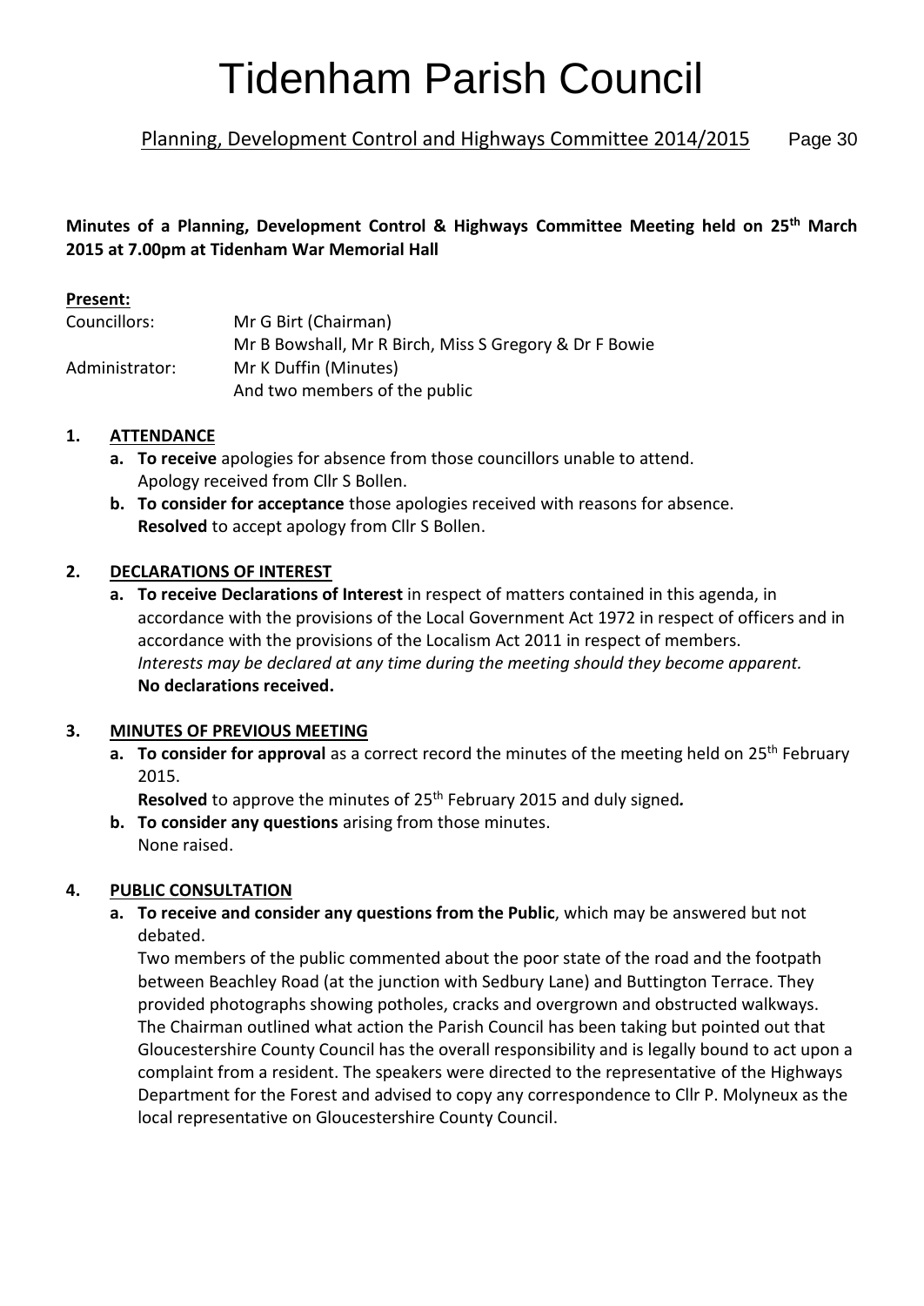# Tidenham Parish Council

Planning, Development Control and Highways Committee 2014/2015

**Minutes of a Planning, Development Control & Highways Committee Meeting held on 25th March 2015 at 7.00pm at Tidenham War Memorial Hall**

**Present:**

Councillors: Mr G Birt (Chairman)
Mr B Bowshall, Mr R Birch, Miss S Gregory & Dr F Bowie

Administrator: Mr K Duffin (Minutes)
And two members of the public

## 1. ATTENDANCE

**a. To receive** apologies for absence from those councillors unable to attend.
Apology received from Cllr S Bollen.

**b. To consider for acceptance** those apologies received with reasons for absence.
**Resolved** to accept apology from Cllr S Bollen.

## 2. DECLARATIONS OF INTEREST

**a. To receive Declarations of Interest** in respect of matters contained in this agenda, in accordance with the provisions of the Local Government Act 1972 in respect of officers and in accordance with the provisions of the Localism Act 2011 in respect of members.
*Interests may be declared at any time during the meeting should they become apparent.*
**No declarations received.**

## 3. MINUTES OF PREVIOUS MEETING

**a. To consider for approval** as a correct record the minutes of the meeting held on 25th February 2015.
**Resolved** to approve the minutes of 25th February 2015 and duly signed*.*

**b. To consider any questions** arising from those minutes.
None raised.

## 4. PUBLIC CONSULTATION

**a. To receive and consider any questions from the Public**, which may be answered but not debated.
Two members of the public commented about the poor state of the road and the footpath between Beachley Road (at the junction with Sedbury Lane) and Buttington Terrace. They provided photographs showing potholes, cracks and overgrown and obstructed walkways. The Chairman outlined what action the Parish Council has been taking but pointed out that Gloucestershire County Council has the overall responsibility and is legally bound to act upon a complaint from a resident. The speakers were directed to the representative of the Highways Department for the Forest and advised to copy any correspondence to Cllr P. Molyneux as the local representative on Gloucestershire County Council.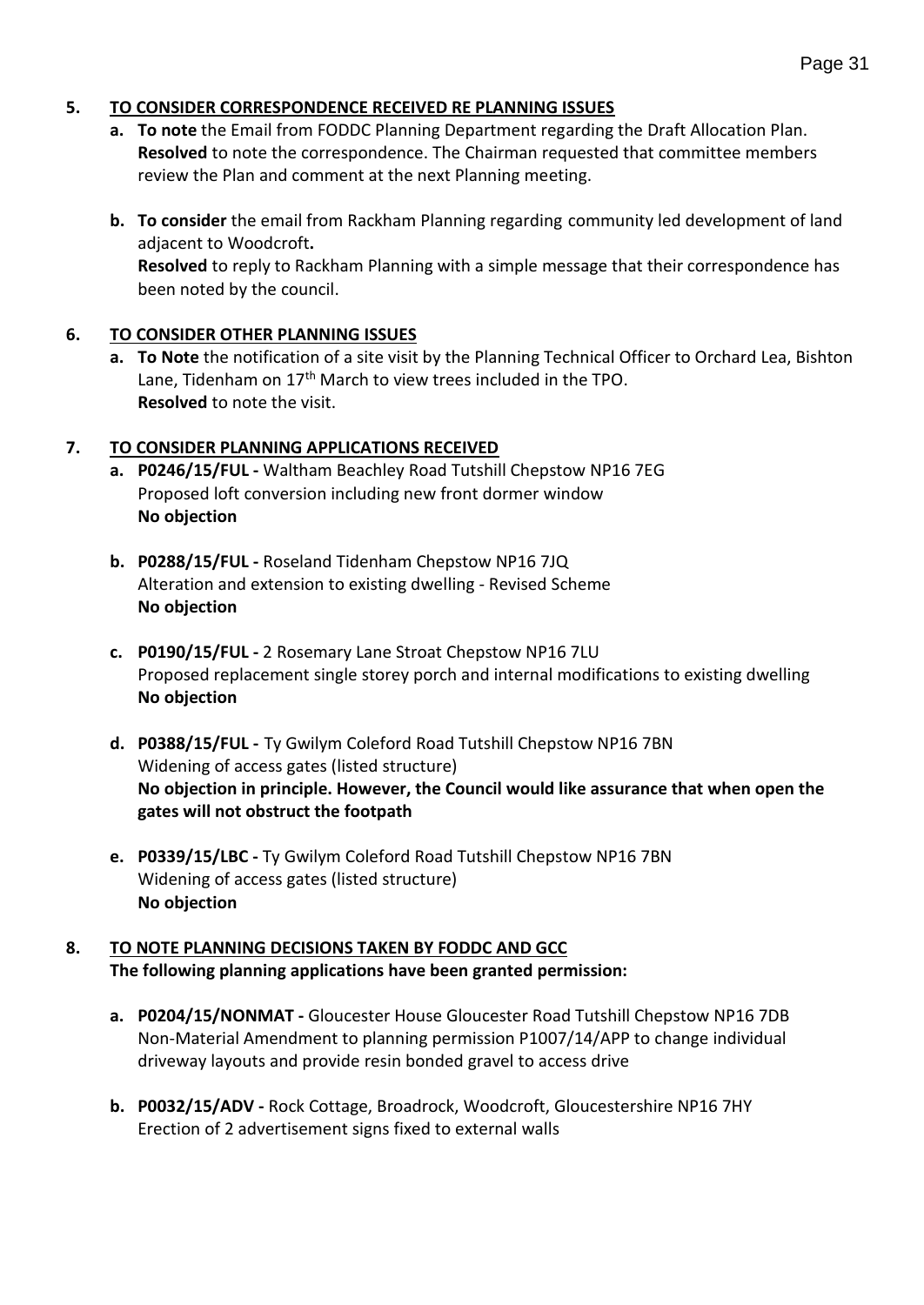5. **TO CONSIDER CORRESPONDENCE RECEIVED RE PLANNING ISSUES**

   a. **To note** the Email from FODDC Planning Department regarding the Draft Allocation Plan. **Resolved** to note the correspondence. The Chairman requested that committee members review the Plan and comment at the next Planning meeting.

   b. **To consider** the email from Rackham Planning regarding community led development of land adjacent to Woodcroft**.**
   **Resolved** to reply to Rackham Planning with a simple message that their correspondence has been noted by the council.

6. **TO CONSIDER OTHER PLANNING ISSUES**

   a. **To Note** the notification of a site visit by the Planning Technical Officer to Orchard Lea, Bishton Lane, Tidenham on 17th March to view trees included in the TPO.
   **Resolved** to note the visit.

7. **TO CONSIDER PLANNING APPLICATIONS RECEIVED**

   a. **P0246/15/FUL -** Waltham Beachley Road Tutshill Chepstow NP16 7EG
   Proposed loft conversion including new front dormer window
   **No objection**

   b. **P0288/15/FUL -** Roseland Tidenham Chepstow NP16 7JQ
   Alteration and extension to existing dwelling - Revised Scheme
   **No objection**

   c. **P0190/15/FUL -** 2 Rosemary Lane Stroat Chepstow NP16 7LU
   Proposed replacement single storey porch and internal modifications to existing dwelling
   **No objection**

   d. **P0388/15/FUL -** Ty Gwilym Coleford Road Tutshill Chepstow NP16 7BN
   Widening of access gates (listed structure)
   **No objection in principle. However, the Council would like assurance that when open the gates will not obstruct the footpath**

   e. **P0339/15/LBC -** Ty Gwilym Coleford Road Tutshill Chepstow NP16 7BN
   Widening of access gates (listed structure)
   **No objection**

8. **TO NOTE PLANNING DECISIONS TAKEN BY FODDC AND GCC**
   **The following planning applications have been granted permission:**

   a. **P0204/15/NONMAT -** Gloucester House Gloucester Road Tutshill Chepstow NP16 7DB
   Non-Material Amendment to planning permission P1007/14/APP to change individual driveway layouts and provide resin bonded gravel to access drive

   b. **P0032/15/ADV -** Rock Cottage, Broadrock, Woodcroft, Gloucestershire NP16 7HY
   Erection of 2 advertisement signs fixed to external walls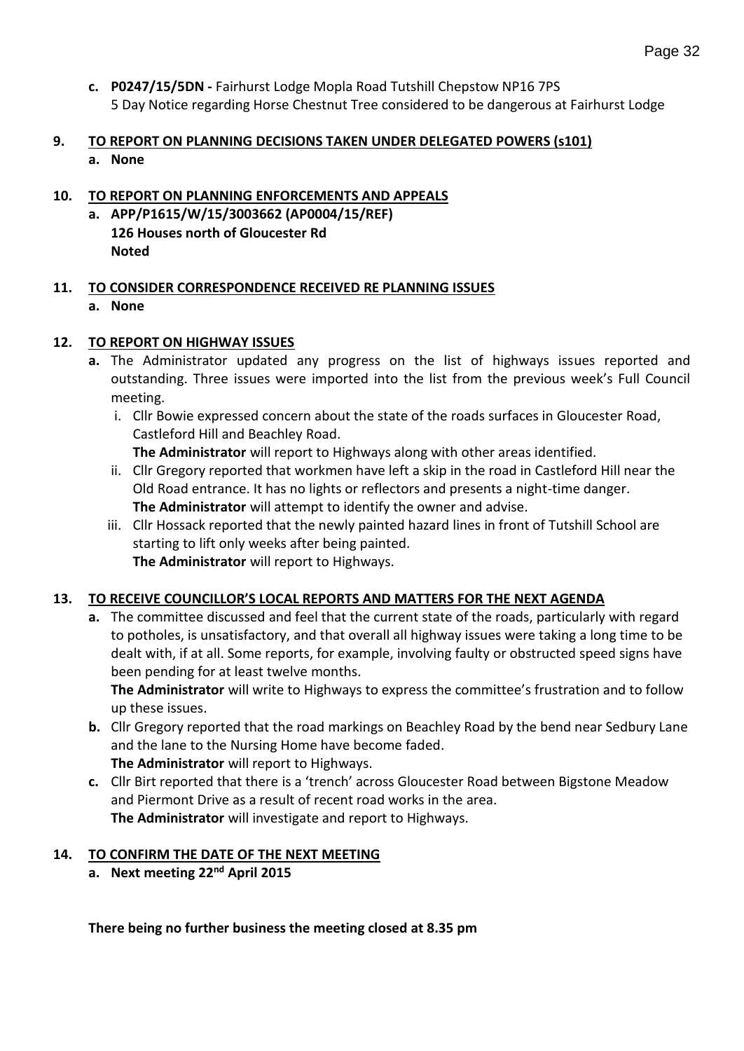c. **P0247/15/5DN -** Fairhurst Lodge Mopla Road Tutshill Chepstow NP16 7PS
   5 Day Notice regarding Horse Chestnut Tree considered to be dangerous at Fairhurst Lodge

## 9. TO REPORT ON PLANNING DECISIONS TAKEN UNDER DELEGATED POWERS (s101)

a. **None**

## 10. TO REPORT ON PLANNING ENFORCEMENTS AND APPEALS

a. **APP/P1615/W/15/3003662 (AP0004/15/REF)**
   **126 Houses north of Gloucester Rd**
   **Noted**

## 11. TO CONSIDER CORRESPONDENCE RECEIVED RE PLANNING ISSUES

a. **None**

## 12. TO REPORT ON HIGHWAY ISSUES

a. The Administrator updated any progress on the list of highways issues reported and outstanding. Three issues were imported into the list from the previous week's Full Council meeting.
   i. Cllr Bowie expressed concern about the state of the roads surfaces in Gloucester Road, Castleford Hill and Beachley Road.
      **The Administrator** will report to Highways along with other areas identified.
   ii. Cllr Gregory reported that workmen have left a skip in the road in Castleford Hill near the Old Road entrance. It has no lights or reflectors and presents a night-time danger.
      **The Administrator** will attempt to identify the owner and advise.
   iii. Cllr Hossack reported that the newly painted hazard lines in front of Tutshill School are starting to lift only weeks after being painted.
      **The Administrator** will report to Highways.

## 13. TO RECEIVE COUNCILLOR'S LOCAL REPORTS AND MATTERS FOR THE NEXT AGENDA

a. The committee discussed and feel that the current state of the roads, particularly with regard to potholes, is unsatisfactory, and that overall all highway issues were taking a long time to be dealt with, if at all. Some reports, for example, involving faulty or obstructed speed signs have been pending for at least twelve months.
   **The Administrator** will write to Highways to express the committee's frustration and to follow up these issues.

b. Cllr Gregory reported that the road markings on Beachley Road by the bend near Sedbury Lane and the lane to the Nursing Home have become faded.
   **The Administrator** will report to Highways.

c. Cllr Birt reported that there is a 'trench' across Gloucester Road between Bigstone Meadow and Piermont Drive as a result of recent road works in the area.
   **The Administrator** will investigate and report to Highways.

## 14. TO CONFIRM THE DATE OF THE NEXT MEETING

a. **Next meeting 22nd April 2015**

**There being no further business the meeting closed at 8.35 pm**